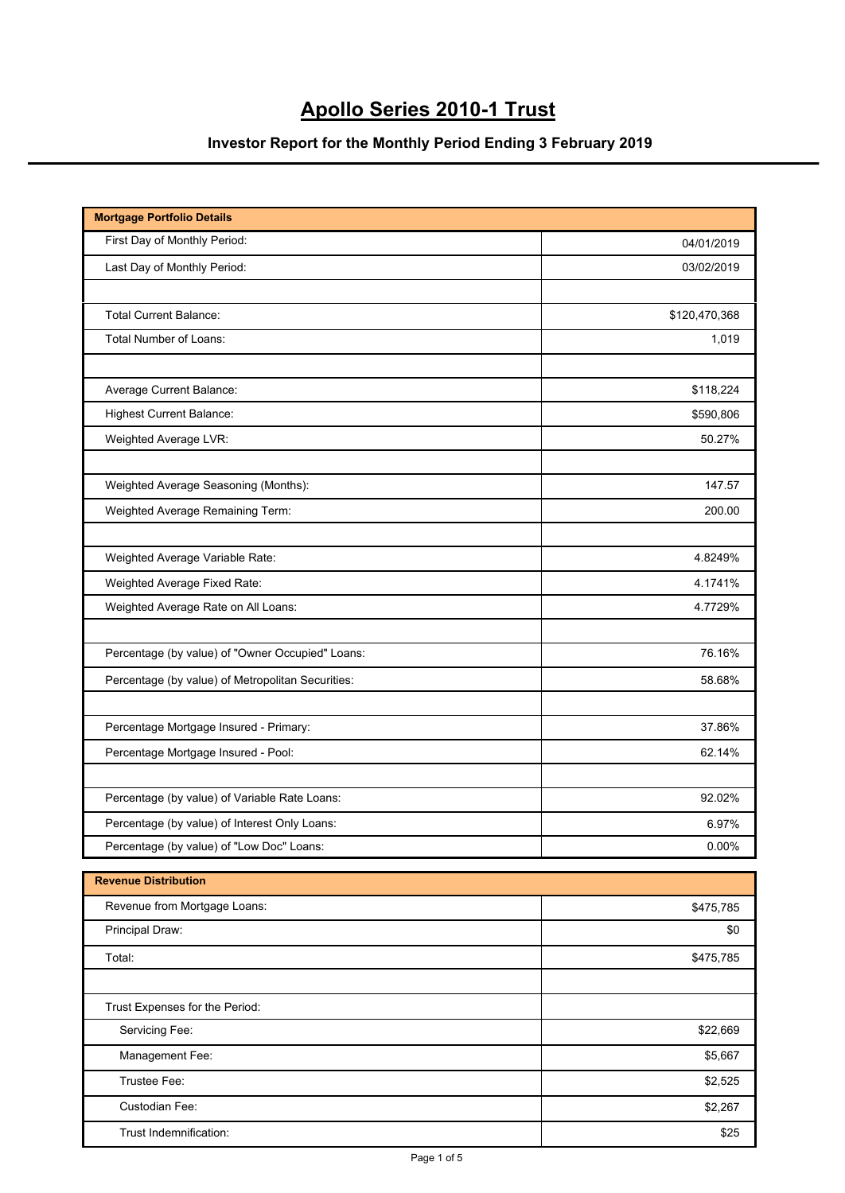# Apollo Series 2010-1 Trust

## Investor Report for the Monthly Period Ending 3 February 2019

| **Mortgage Portfolio Details** | |
|---|---|
| First Day of Monthly Period: | 04/01/2019 |
| Last Day of Monthly Period: | 03/02/2019 |
| | |
| Total Current Balance: | $120,470,368 |
| Total Number of Loans: | 1,019 |
| | |
| Average Current Balance: | $118,224 |
| Highest Current Balance: | $590,806 |
| Weighted Average LVR: | 50.27% |
| | |
| Weighted Average Seasoning (Months): | 147.57 |
| Weighted Average Remaining Term: | 200.00 |
| | |
| Weighted Average Variable Rate: | 4.8249% |
| Weighted Average Fixed Rate: | 4.1741% |
| Weighted Average Rate on All Loans: | 4.7729% |
| | |
| Percentage (by value) of "Owner Occupied" Loans: | 76.16% |
| Percentage (by value) of Metropolitan Securities: | 58.68% |
| | |
| Percentage Mortgage Insured - Primary: | 37.86% |
| Percentage Mortgage Insured - Pool: | 62.14% |
| | |
| Percentage (by value) of Variable Rate Loans: | 92.02% |
| Percentage (by value) of Interest Only Loans: | 6.97% |
| Percentage (by value) of "Low Doc" Loans: | 0.00% |

| **Revenue Distribution** | |
|---|---|
| Revenue from Mortgage Loans: | $475,785 |
| Principal Draw: | $0 |
| Total: | $475,785 |
| | |
| Trust Expenses for the Period: | |
| Servicing Fee: | $22,669 |
| Management Fee: | $5,667 |
| Trustee Fee: | $2,525 |
| Custodian Fee: | $2,267 |
| Trust Indemnification: | $25 |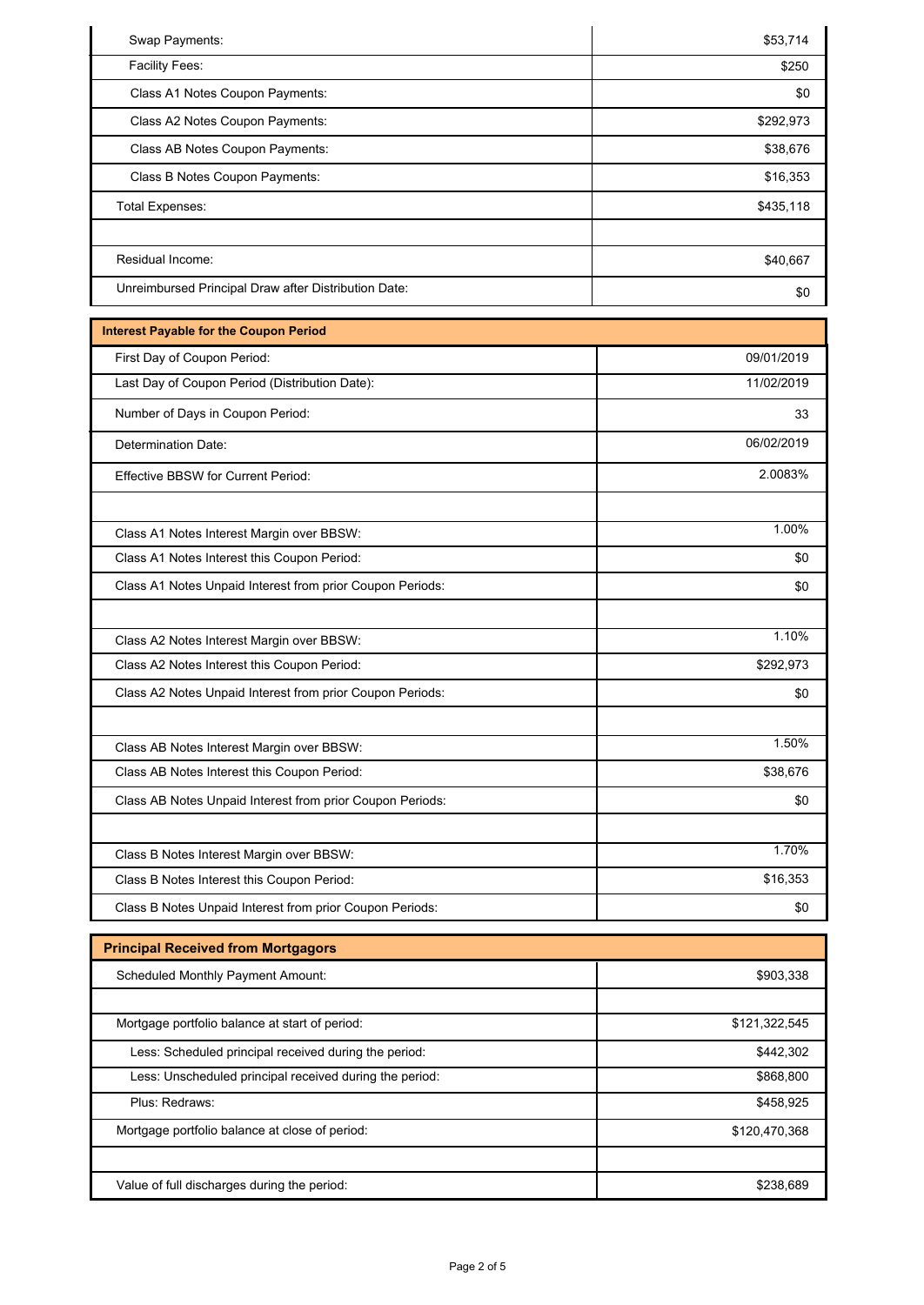| | |
|---|---|
| Swap Payments: | $53,714 |
| Facility Fees: | $250 |
| Class A1 Notes Coupon Payments: | $0 |
| Class A2 Notes Coupon Payments: | $292,973 |
| Class AB Notes Coupon Payments: | $38,676 |
| Class B Notes Coupon Payments: | $16,353 |
| Total Expenses: | $435,118 |
| | |
| Residual Income: | $40,667 |
| Unreimbursed Principal Draw after Distribution Date: | $0 |

| Interest Payable for the Coupon Period | |
|---|---|
| First Day of Coupon Period: | 09/01/2019 |
| Last Day of Coupon Period (Distribution Date): | 11/02/2019 |
| Number of Days in Coupon Period: | 33 |
| Determination Date: | 06/02/2019 |
| Effective BBSW for Current Period: | 2.0083% |
| | |
| Class A1 Notes Interest Margin over BBSW: | 1.00% |
| Class A1 Notes Interest this Coupon Period: | $0 |
| Class A1 Notes Unpaid Interest from prior Coupon Periods: | $0 |
| | |
| Class A2 Notes Interest Margin over BBSW: | 1.10% |
| Class A2 Notes Interest this Coupon Period: | $292,973 |
| Class A2 Notes Unpaid Interest from prior Coupon Periods: | $0 |
| | |
| Class AB Notes Interest Margin over BBSW: | 1.50% |
| Class AB Notes Interest this Coupon Period: | $38,676 |
| Class AB Notes Unpaid Interest from prior Coupon Periods: | $0 |
| | |
| Class B Notes Interest Margin over BBSW: | 1.70% |
| Class B Notes Interest this Coupon Period: | $16,353 |
| Class B Notes Unpaid Interest from prior Coupon Periods: | $0 |

| Principal Received from Mortgagors | |
|---|---|
| Scheduled Monthly Payment Amount: | $903,338 |
| | |
| Mortgage portfolio balance at start of period: | $121,322,545 |
| Less: Scheduled principal received during the period: | $442,302 |
| Less: Unscheduled principal received during the period: | $868,800 |
| Plus: Redraws: | $458,925 |
| Mortgage portfolio balance at close of period: | $120,470,368 |
| | |
| Value of full discharges during the period: | $238,689 |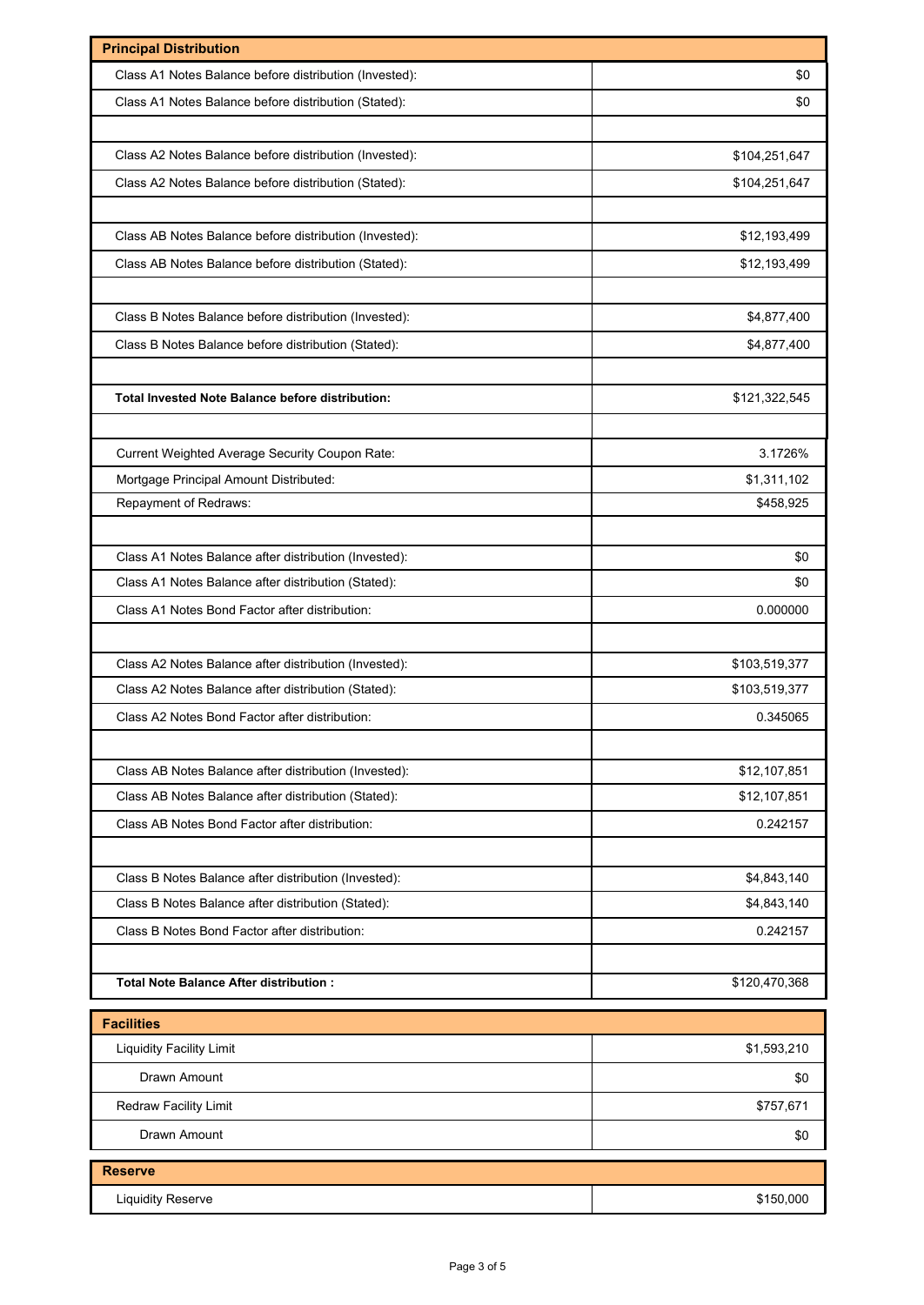| Principal Distribution | |
|---|---|
| Class A1 Notes Balance before distribution (Invested): | $0 |
| Class A1 Notes Balance before distribution (Stated): | $0 |
| | |
| Class A2 Notes Balance before distribution (Invested): | $104,251,647 |
| Class A2 Notes Balance before distribution (Stated): | $104,251,647 |
| | |
| Class AB Notes Balance before distribution (Invested): | $12,193,499 |
| Class AB Notes Balance before distribution (Stated): | $12,193,499 |
| | |
| Class B Notes Balance before distribution (Invested): | $4,877,400 |
| Class B Notes Balance before distribution (Stated): | $4,877,400 |
| | |
| **Total Invested Note Balance before distribution:** | $121,322,545 |
| | |
| Current Weighted Average Security Coupon Rate: | 3.1726% |
| Mortgage Principal Amount Distributed: | $1,311,102 |
| Repayment of Redraws: | $458,925 |
| | |
| Class A1 Notes Balance after distribution (Invested): | $0 |
| Class A1 Notes Balance after distribution (Stated): | $0 |
| Class A1 Notes Bond Factor after distribution: | 0.000000 |
| | |
| Class A2 Notes Balance after distribution (Invested): | $103,519,377 |
| Class A2 Notes Balance after distribution (Stated): | $103,519,377 |
| Class A2 Notes Bond Factor after distribution: | 0.345065 |
| | |
| Class AB Notes Balance after distribution (Invested): | $12,107,851 |
| Class AB Notes Balance after distribution (Stated): | $12,107,851 |
| Class AB Notes Bond Factor after distribution: | 0.242157 |
| | |
| Class B Notes Balance after distribution (Invested): | $4,843,140 |
| Class B Notes Balance after distribution (Stated): | $4,843,140 |
| Class B Notes Bond Factor after distribution: | 0.242157 |
| | |
| **Total Note Balance After distribution :** | $120,470,368 |

| Facilities | |
|---|---|
| Liquidity Facility Limit | $1,593,210 |
| Drawn Amount | $0 |
| Redraw Facility Limit | $757,671 |
| Drawn Amount | $0 |

| Reserve | |
|---|---|
| Liquidity Reserve | $150,000 |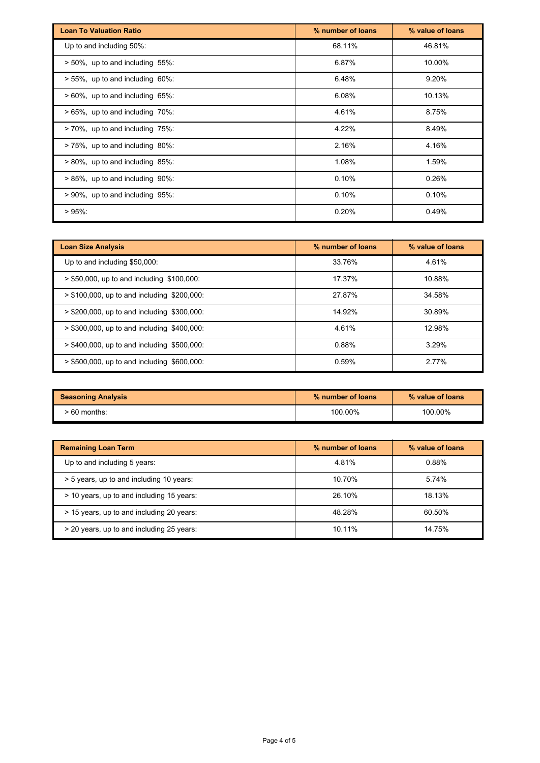| Loan To Valuation Ratio | % number of loans | % value of loans |
|---|---|---|
| Up to and including 50%: | 68.11% | 46.81% |
| > 50%, up to and including 55%: | 6.87% | 10.00% |
| > 55%, up to and including 60%: | 6.48% | 9.20% |
| > 60%, up to and including 65%: | 6.08% | 10.13% |
| > 65%, up to and including 70%: | 4.61% | 8.75% |
| > 70%, up to and including 75%: | 4.22% | 8.49% |
| > 75%, up to and including 80%: | 2.16% | 4.16% |
| > 80%, up to and including 85%: | 1.08% | 1.59% |
| > 85%, up to and including 90%: | 0.10% | 0.26% |
| > 90%, up to and including 95%: | 0.10% | 0.10% |
| > 95%: | 0.20% | 0.49% |

| Loan Size Analysis | % number of loans | % value of loans |
|---|---|---|
| Up to and including $50,000: | 33.76% | 4.61% |
| > $50,000, up to and including $100,000: | 17.37% | 10.88% |
| > $100,000, up to and including $200,000: | 27.87% | 34.58% |
| > $200,000, up to and including $300,000: | 14.92% | 30.89% |
| > $300,000, up to and including $400,000: | 4.61% | 12.98% |
| > $400,000, up to and including $500,000: | 0.88% | 3.29% |
| > $500,000, up to and including $600,000: | 0.59% | 2.77% |

| Seasoning Analysis | % number of loans | % value of loans |
|---|---|---|
| > 60 months: | 100.00% | 100.00% |

| Remaining Loan Term | % number of loans | % value of loans |
|---|---|---|
| Up to and including 5 years: | 4.81% | 0.88% |
| > 5 years, up to and including 10 years: | 10.70% | 5.74% |
| > 10 years, up to and including 15 years: | 26.10% | 18.13% |
| > 15 years, up to and including 20 years: | 48.28% | 60.50% |
| > 20 years, up to and including 25 years: | 10.11% | 14.75% |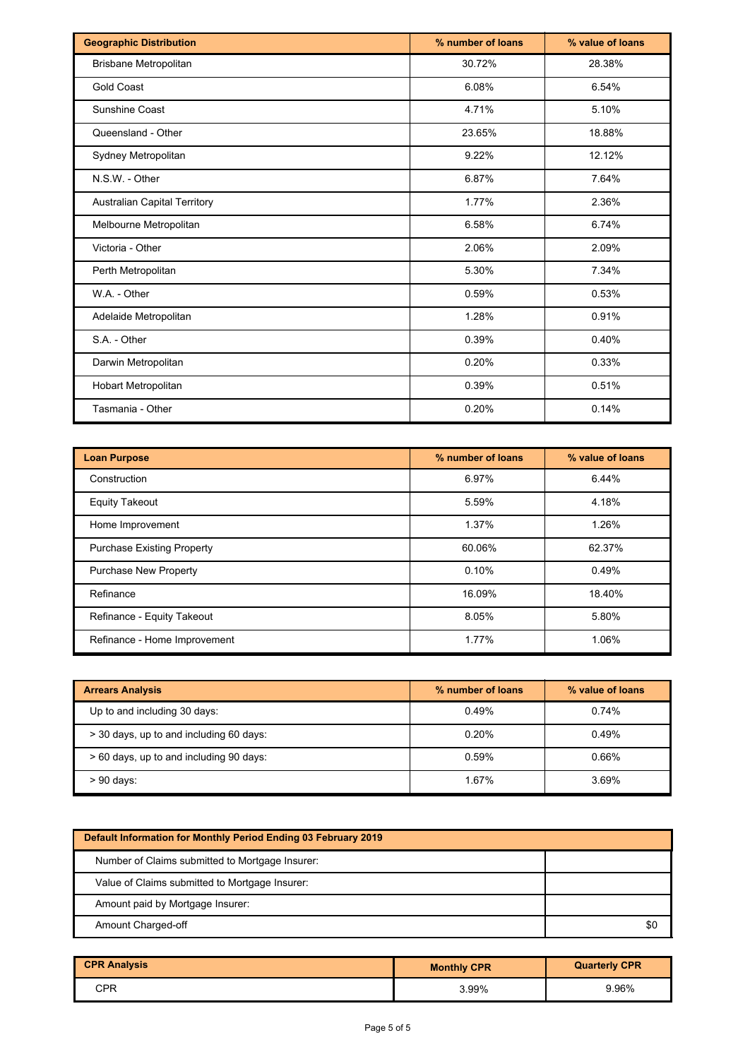| Geographic Distribution | % number of loans | % value of loans |
|---|---|---|
| Brisbane Metropolitan | 30.72% | 28.38% |
| Gold Coast | 6.08% | 6.54% |
| Sunshine Coast | 4.71% | 5.10% |
| Queensland - Other | 23.65% | 18.88% |
| Sydney Metropolitan | 9.22% | 12.12% |
| N.S.W. - Other | 6.87% | 7.64% |
| Australian Capital Territory | 1.77% | 2.36% |
| Melbourne Metropolitan | 6.58% | 6.74% |
| Victoria - Other | 2.06% | 2.09% |
| Perth Metropolitan | 5.30% | 7.34% |
| W.A. - Other | 0.59% | 0.53% |
| Adelaide Metropolitan | 1.28% | 0.91% |
| S.A. - Other | 0.39% | 0.40% |
| Darwin Metropolitan | 0.20% | 0.33% |
| Hobart Metropolitan | 0.39% | 0.51% |
| Tasmania - Other | 0.20% | 0.14% |

| Loan Purpose | % number of loans | % value of loans |
|---|---|---|
| Construction | 6.97% | 6.44% |
| Equity Takeout | 5.59% | 4.18% |
| Home Improvement | 1.37% | 1.26% |
| Purchase Existing Property | 60.06% | 62.37% |
| Purchase New Property | 0.10% | 0.49% |
| Refinance | 16.09% | 18.40% |
| Refinance - Equity Takeout | 8.05% | 5.80% |
| Refinance - Home Improvement | 1.77% | 1.06% |

| Arrears Analysis | % number of loans | % value of loans |
|---|---|---|
| Up to and including 30 days: | 0.49% | 0.74% |
| > 30 days, up to and including 60 days: | 0.20% | 0.49% |
| > 60 days, up to and including 90 days: | 0.59% | 0.66% |
| > 90 days: | 1.67% | 3.69% |

| Default Information for Monthly Period Ending 03 February 2019 | |
|---|---|
| Number of Claims submitted to Mortgage Insurer: | |
| Value of Claims submitted to Mortgage Insurer: | |
| Amount paid by Mortgage Insurer: | |
| Amount Charged-off | $0 |

| CPR Analysis | Monthly CPR | Quarterly CPR |
|---|---|---|
| CPR | 3.99% | 9.96% |